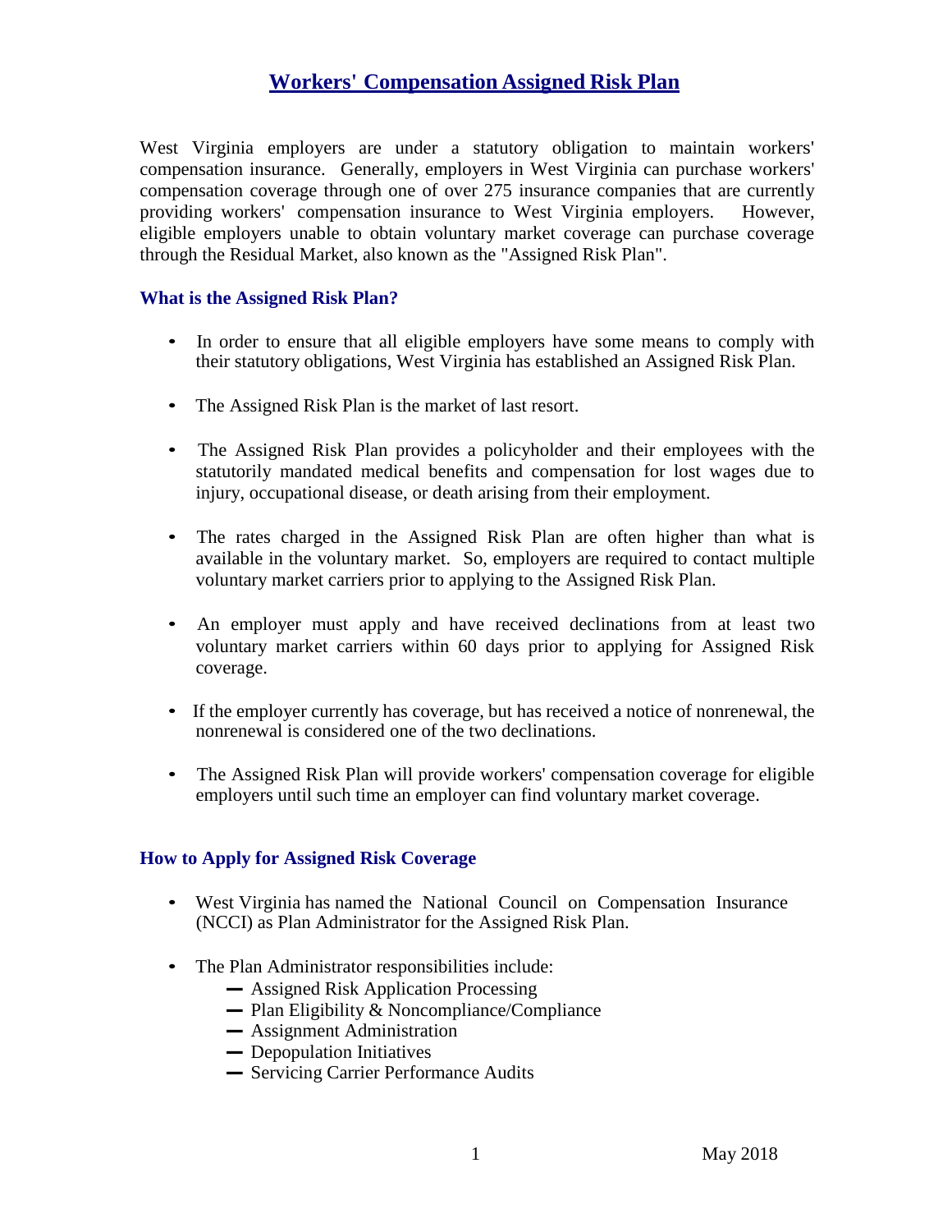# Workers' Compensation Assigned Risk Plan

West Virginia employers are under a statutory obligation to maintain workers' compensation insurance. Generally, employers in West Virginia can purchase workers' compensation coverage through one of over 275 insurance companies that are currently providing workers' compensation insurance to West Virginia employers. However, eligible employers unable to obtain voluntary market coverage can purchase coverage through the Residual Market, also known as the "Assigned Risk Plan".

## What is the Assigned Risk Plan?

- In order to ensure that all eligible employers have some means to comply with their statutory obligations, West Virginia has established an Assigned Risk Plan.
- The Assigned Risk Plan is the market of last resort.
- The Assigned Risk Plan provides a policyholder and their employees with the statutorily mandated medical benefits and compensation for lost wages due to injury, occupational disease, or death arising from their employment.
- The rates charged in the Assigned Risk Plan are often higher than what is available in the voluntary market. So, employers are required to contact multiple voluntary market carriers prior to applying to the Assigned Risk Plan.
- An employer must apply and have received declinations from at least two voluntary market carriers within 60 days prior to applying for Assigned Risk coverage.
- If the employer currently has coverage, but has received a notice of nonrenewal, the nonrenewal is considered one of the two declinations.
- The Assigned Risk Plan will provide workers' compensation coverage for eligible employers until such time an employer can find voluntary market coverage.

## How to Apply for Assigned Risk Coverage

- West Virginia has named the National Council on Compensation Insurance (NCCI) as Plan Administrator for the Assigned Risk Plan.
- The Plan Administrator responsibilities include:
  - Assigned Risk Application Processing
  - Plan Eligibility & Noncompliance/Compliance
  - Assignment Administration
  - Depopulation Initiatives
  - Servicing Carrier Performance Audits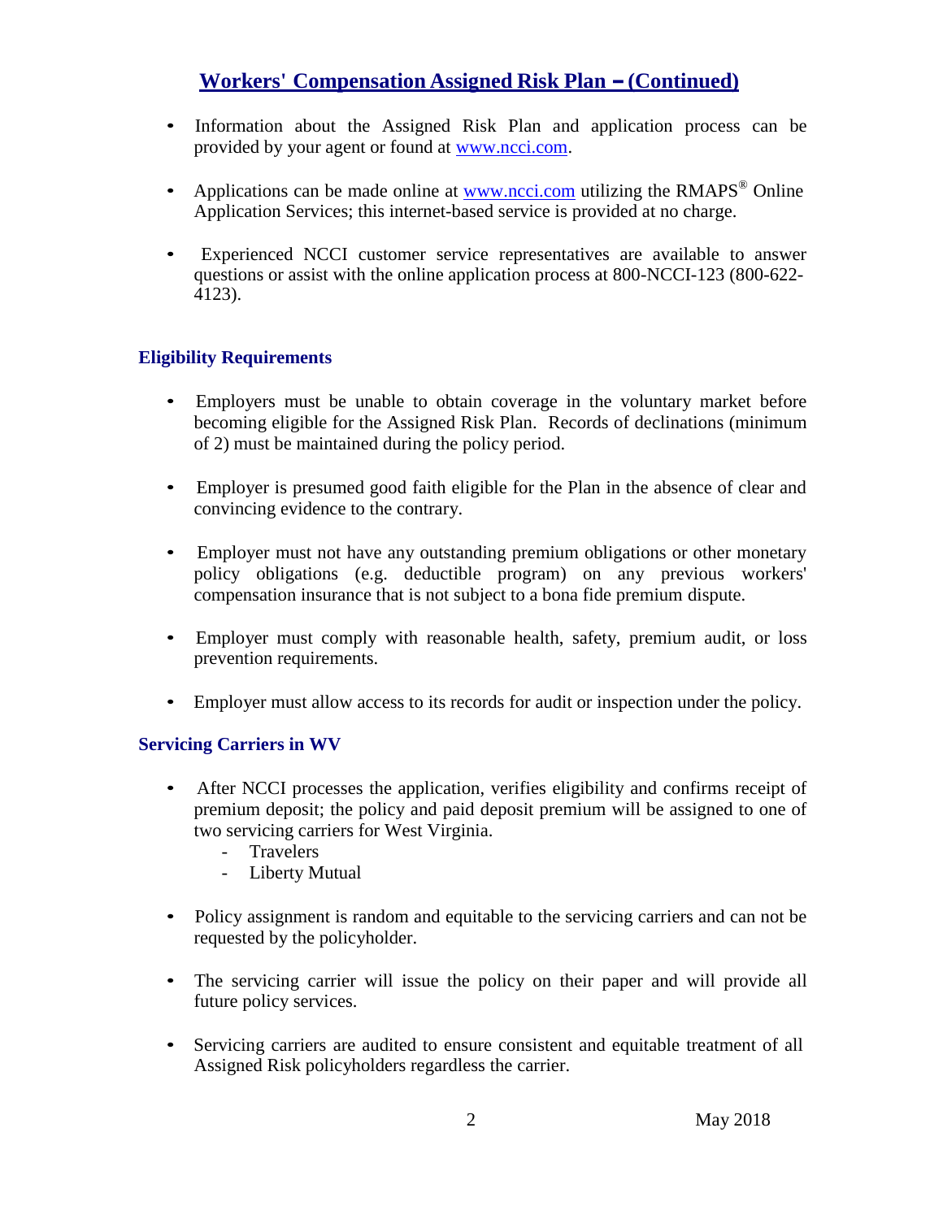## Workers' Compensation Assigned Risk Plan – (Continued)

- Information about the Assigned Risk Plan and application process can be provided by your agent or found at www.ncci.com.
- Applications can be made online at www.ncci.com utilizing the RMAPS® Online Application Services; this internet-based service is provided at no charge.
- Experienced NCCI customer service representatives are available to answer questions or assist with the online application process at 800-NCCI-123 (800-622-4123).

### Eligibility Requirements

- Employers must be unable to obtain coverage in the voluntary market before becoming eligible for the Assigned Risk Plan. Records of declinations (minimum of 2) must be maintained during the policy period.
- Employer is presumed good faith eligible for the Plan in the absence of clear and convincing evidence to the contrary.
- Employer must not have any outstanding premium obligations or other monetary policy obligations (e.g. deductible program) on any previous workers' compensation insurance that is not subject to a bona fide premium dispute.
- Employer must comply with reasonable health, safety, premium audit, or loss prevention requirements.
- Employer must allow access to its records for audit or inspection under the policy.

### Servicing Carriers in WV

- After NCCI processes the application, verifies eligibility and confirms receipt of premium deposit; the policy and paid deposit premium will be assigned to one of two servicing carriers for West Virginia.
  - Travelers
  - Liberty Mutual
- Policy assignment is random and equitable to the servicing carriers and can not be requested by the policyholder.
- The servicing carrier will issue the policy on their paper and will provide all future policy services.
- Servicing carriers are audited to ensure consistent and equitable treatment of all Assigned Risk policyholders regardless the carrier.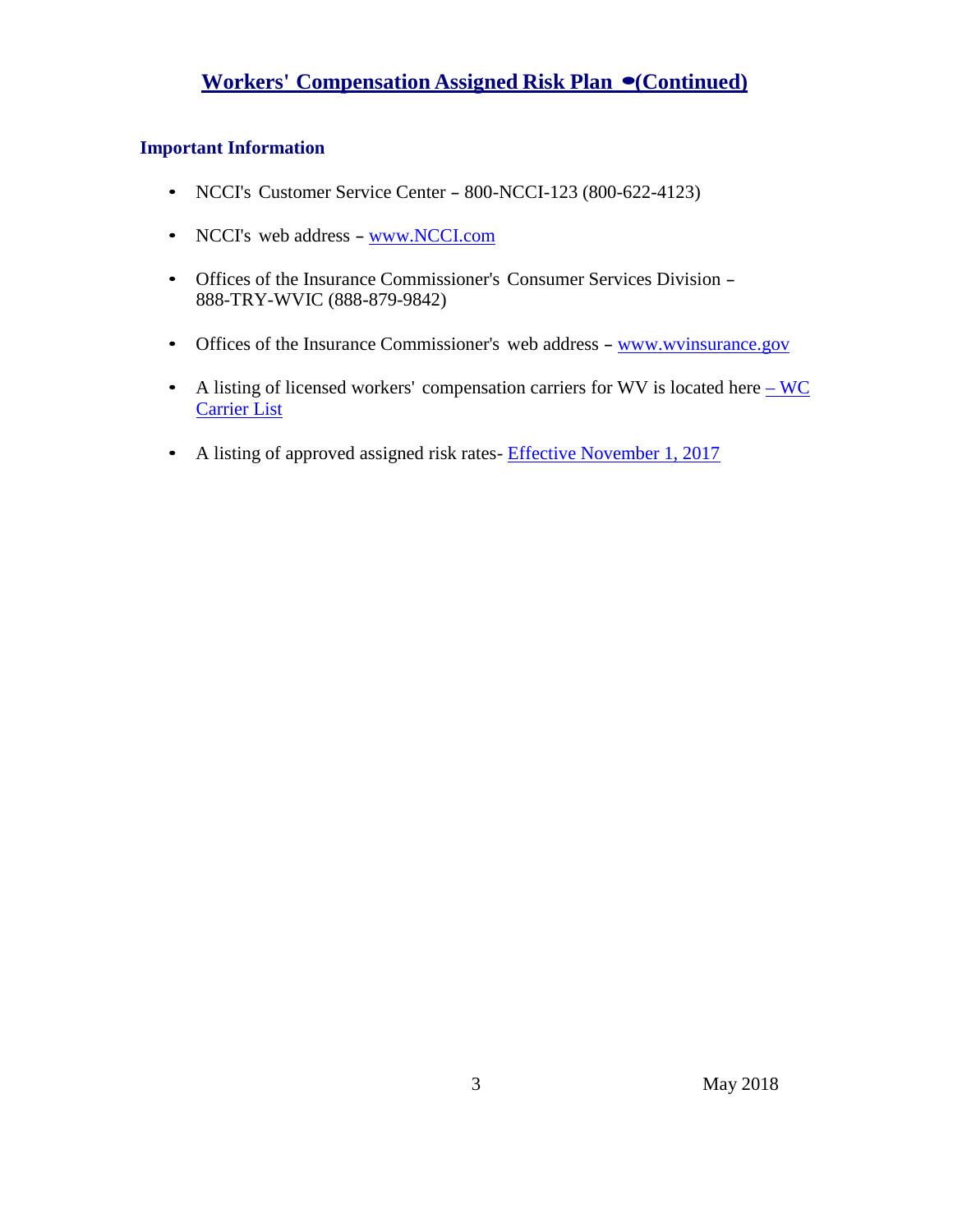## Workers' Compensation Assigned Risk Plan •(Continued)

### Important Information

- NCCI's Customer Service Center – 800-NCCI-123 (800-622-4123)
- NCCI's web address – www.NCCI.com
- Offices of the Insurance Commissioner's Consumer Services Division – 888-TRY-WVIC (888-879-9842)
- Offices of the Insurance Commissioner's web address – www.wvinsurance.gov
- A listing of licensed workers' compensation carriers for WV is located here – WC Carrier List
- A listing of approved assigned risk rates- Effective November 1, 2017

May 2018